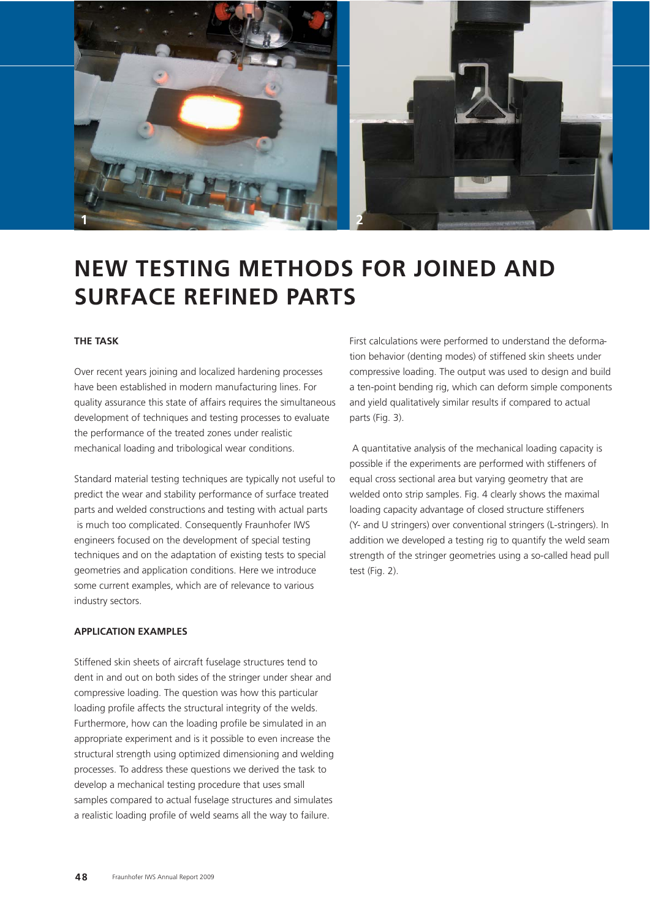# NEW TESTING METHODS FOR JOINED AND SURFACE REFINED PARTS

### THE TASK

Over recent years joining and localized hardening processes have been established in modern manufacturing lines. For quality assurance this state of affairs requires the simultaneous development of techniques and testing processes to evaluate the performance of the treated zones under realistic mechanical loading and tribological wear conditions.

Standard material testing techniques are typically not useful to predict the wear and stability performance of surface treated parts and welded constructions and testing with actual parts is much too complicated. Consequently Fraunhofer IWS engineers focused on the development of special testing techniques and on the adaptation of existing tests to special geometries and application conditions. Here we introduce some current examples, which are of relevance to various industry sectors.

### APPLICATION EXAMPLES

Stiffened skin sheets of aircraft fuselage structures tend to dent in and out on both sides of the stringer under shear and compressive loading. The question was how this particular loading profile affects the structural integrity of the welds. Furthermore, how can the loading profile be simulated in an appropriate experiment and is it possible to even increase the structural strength using optimized dimensioning and welding processes. To address these questions we derived the task to develop a mechanical testing procedure that uses small samples compared to actual fuselage structures and simulates a realistic loading profile of weld seams all the way to failure.

First calculations were performed to understand the deformation behavior (denting modes) of stiffened skin sheets under compressive loading. The output was used to design and build a ten-point bending rig, which can deform simple components and yield qualitatively similar results if compared to actual parts (Fig. 3).

A quantitative analysis of the mechanical loading capacity is possible if the experiments are performed with stiffeners of equal cross sectional area but varying geometry that are welded onto strip samples. Fig. 4 clearly shows the maximal loading capacity advantage of closed structure stiffeners (Y- and U stringers) over conventional stringers (L-stringers). In addition we developed a testing rig to quantify the weld seam strength of the stringer geometries using a so-called head pull test (Fig. 2).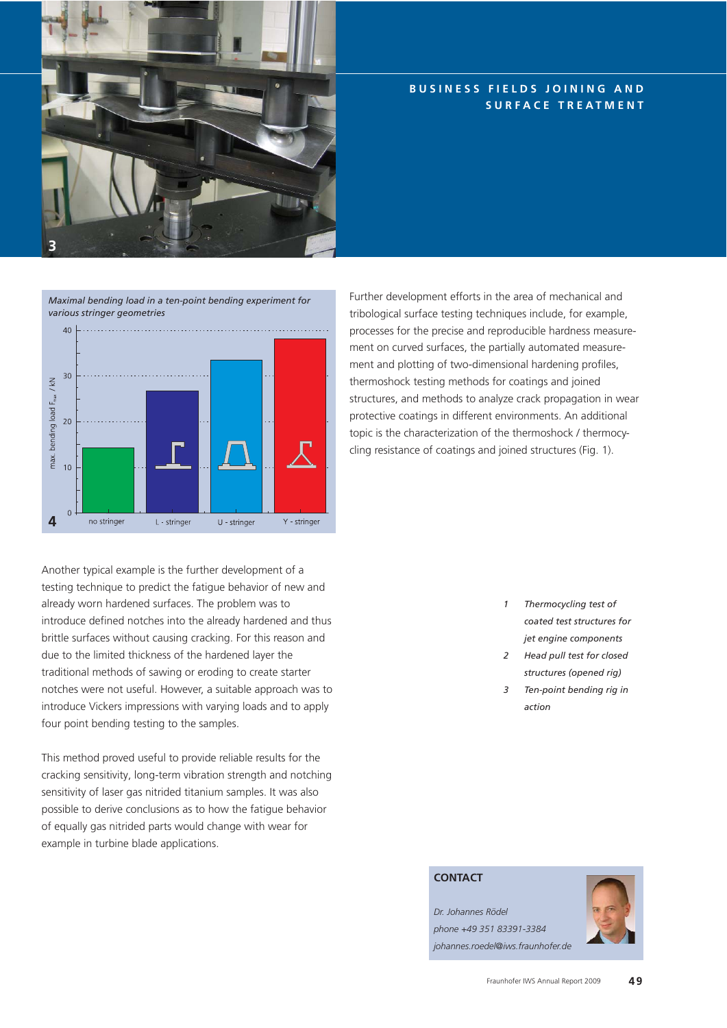# BUSINESS FIELDS JOINING AND SURFACE TREATMENT

Maximal bending load in a ten-point bending experiment for various stringer geometries

max. bending load $F_{max}$ / kN

40
30
20
10
0

no stringer
L - stringer
U - stringer
Y - stringer

4

Further development efforts in the area of mechanical and tribological surface testing techniques include, for example, processes for the precise and reproducible hardness measurement on curved surfaces, the partially automated measurement and plotting of two-dimensional hardening profiles, thermoshock testing methods for coatings and joined structures, and methods to analyze crack propagation in wear protective coatings in different environments. An additional topic is the characterization of the thermoshock / thermocycling resistance of coatings and joined structures (Fig. 1).

Another typical example is the further development of a testing technique to predict the fatigue behavior of new and already worn hardened surfaces. The problem was to introduce defined notches into the already hardened and thus brittle surfaces without causing cracking. For this reason and due to the limited thickness of the hardened layer the traditional methods of sawing or eroding to create starter notches were not useful. However, a suitable approach was to introduce Vickers impressions with varying loads and to apply four point bending testing to the samples.

This method proved useful to provide reliable results for the cracking sensitivity, long-term vibration strength and notching sensitivity of laser gas nitrided titanium samples. It was also possible to derive conclusions as to how the fatigue behavior of equally gas nitrided parts would change with wear for example in turbine blade applications.

1 *Thermocycling test of coated test structures for jet engine components*

2 *Head pull test for closed structures (opened rig)*

3 *Ten-point bending rig in action*

**CONTACT**

*Dr. Johannes Rödel*
*phone +49 351 83391-3384*
*johannes.roedel@iws.fraunhofer.de*